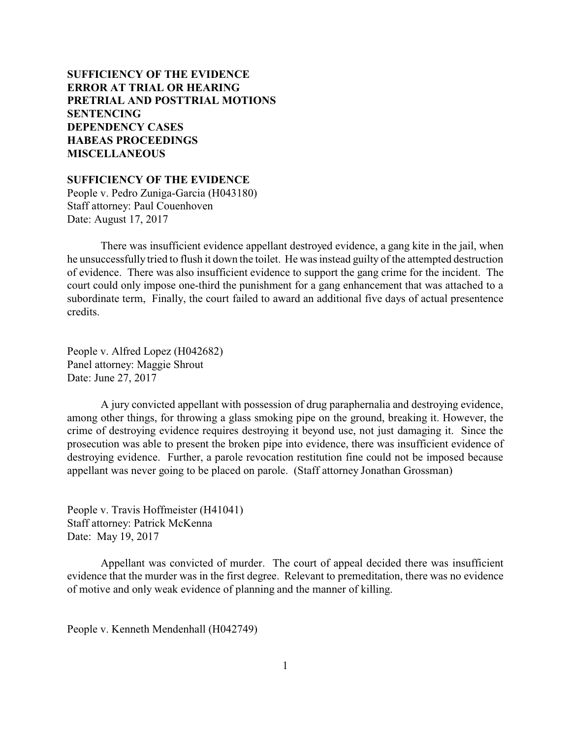**SUFFICIENCY OF THE EVIDENCE**
**ERROR AT TRIAL OR HEARING**
**PRETRIAL AND POSTTRIAL MOTIONS**
**SENTENCING**
**DEPENDENCY CASES**
**HABEAS PROCEEDINGS**
**MISCELLANEOUS**

## SUFFICIENCY OF THE EVIDENCE

People v. Pedro Zuniga-Garcia (H043180)
Staff attorney: Paul Couenhoven
Date: August 17, 2017

There was insufficient evidence appellant destroyed evidence, a gang kite in the jail, when he unsuccessfully tried to flush it down the toilet. He was instead guilty of the attempted destruction of evidence. There was also insufficient evidence to support the gang crime for the incident. The court could only impose one-third the punishment for a gang enhancement that was attached to a subordinate term, Finally, the court failed to award an additional five days of actual presentence credits.

People v. Alfred Lopez (H042682)
Panel attorney: Maggie Shrout
Date: June 27, 2017

A jury convicted appellant with possession of drug paraphernalia and destroying evidence, among other things, for throwing a glass smoking pipe on the ground, breaking it. However, the crime of destroying evidence requires destroying it beyond use, not just damaging it. Since the prosecution was able to present the broken pipe into evidence, there was insufficient evidence of destroying evidence. Further, a parole revocation restitution fine could not be imposed because appellant was never going to be placed on parole. (Staff attorney Jonathan Grossman)

People v. Travis Hoffmeister (H41041)
Staff attorney: Patrick McKenna
Date: May 19, 2017

Appellant was convicted of murder. The court of appeal decided there was insufficient evidence that the murder was in the first degree. Relevant to premeditation, there was no evidence of motive and only weak evidence of planning and the manner of killing.

People v. Kenneth Mendenhall (H042749)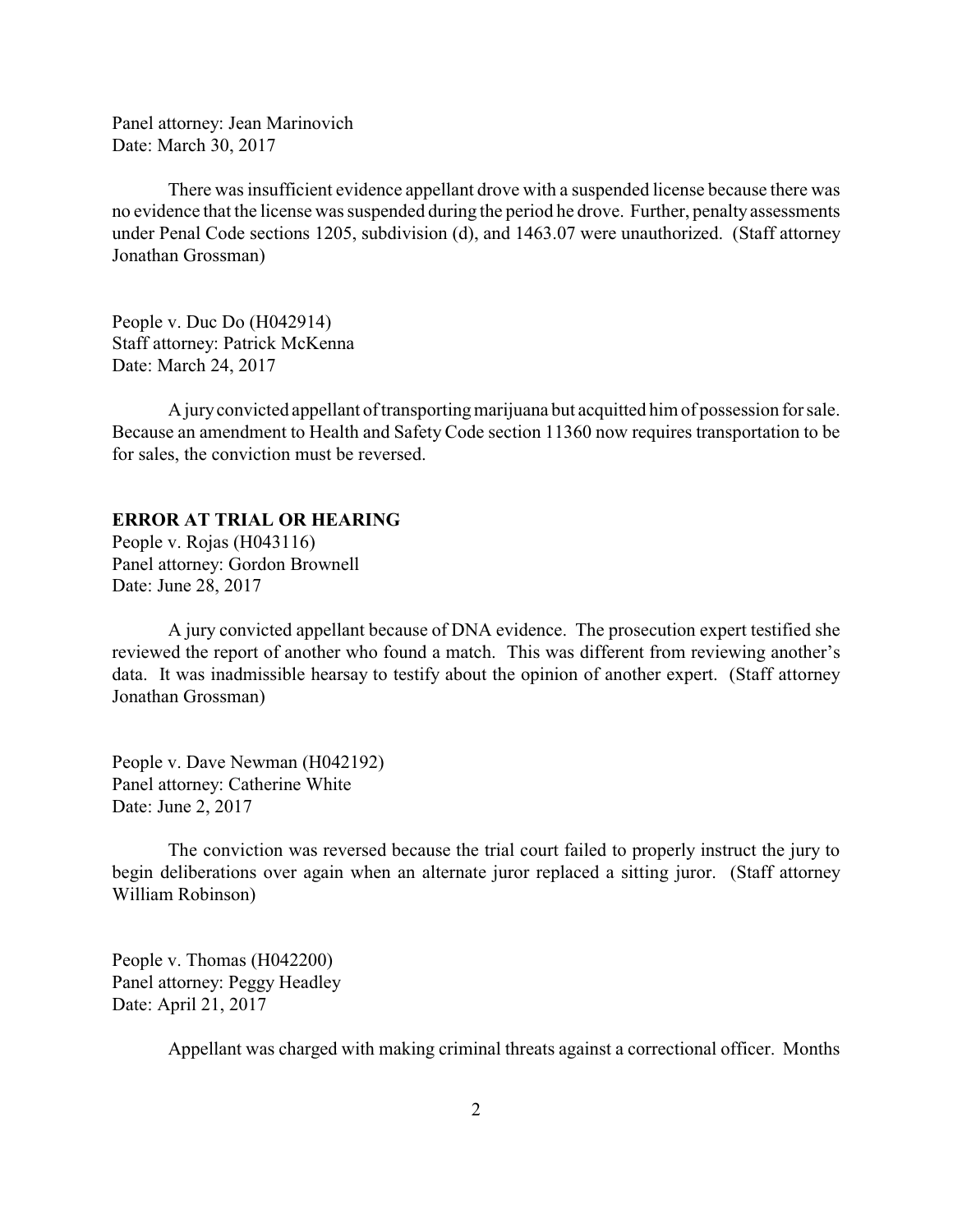Panel attorney: Jean Marinovich
Date: March 30, 2017

There was insufficient evidence appellant drove with a suspended license because there was no evidence that the license was suspended during the period he drove. Further, penalty assessments under Penal Code sections 1205, subdivision (d), and 1463.07 were unauthorized. (Staff attorney Jonathan Grossman)

People v. Duc Do (H042914)
Staff attorney: Patrick McKenna
Date: March 24, 2017

A jury convicted appellant of transporting marijuana but acquitted him of possession for sale. Because an amendment to Health and Safety Code section 11360 now requires transportation to be for sales, the conviction must be reversed.

**ERROR AT TRIAL OR HEARING**

People v. Rojas (H043116)
Panel attorney: Gordon Brownell
Date: June 28, 2017

A jury convicted appellant because of DNA evidence. The prosecution expert testified she reviewed the report of another who found a match. This was different from reviewing another's data. It was inadmissible hearsay to testify about the opinion of another expert. (Staff attorney Jonathan Grossman)

People v. Dave Newman (H042192)
Panel attorney: Catherine White
Date: June 2, 2017

The conviction was reversed because the trial court failed to properly instruct the jury to begin deliberations over again when an alternate juror replaced a sitting juror. (Staff attorney William Robinson)

People v. Thomas (H042200)
Panel attorney: Peggy Headley
Date: April 21, 2017

Appellant was charged with making criminal threats against a correctional officer. Months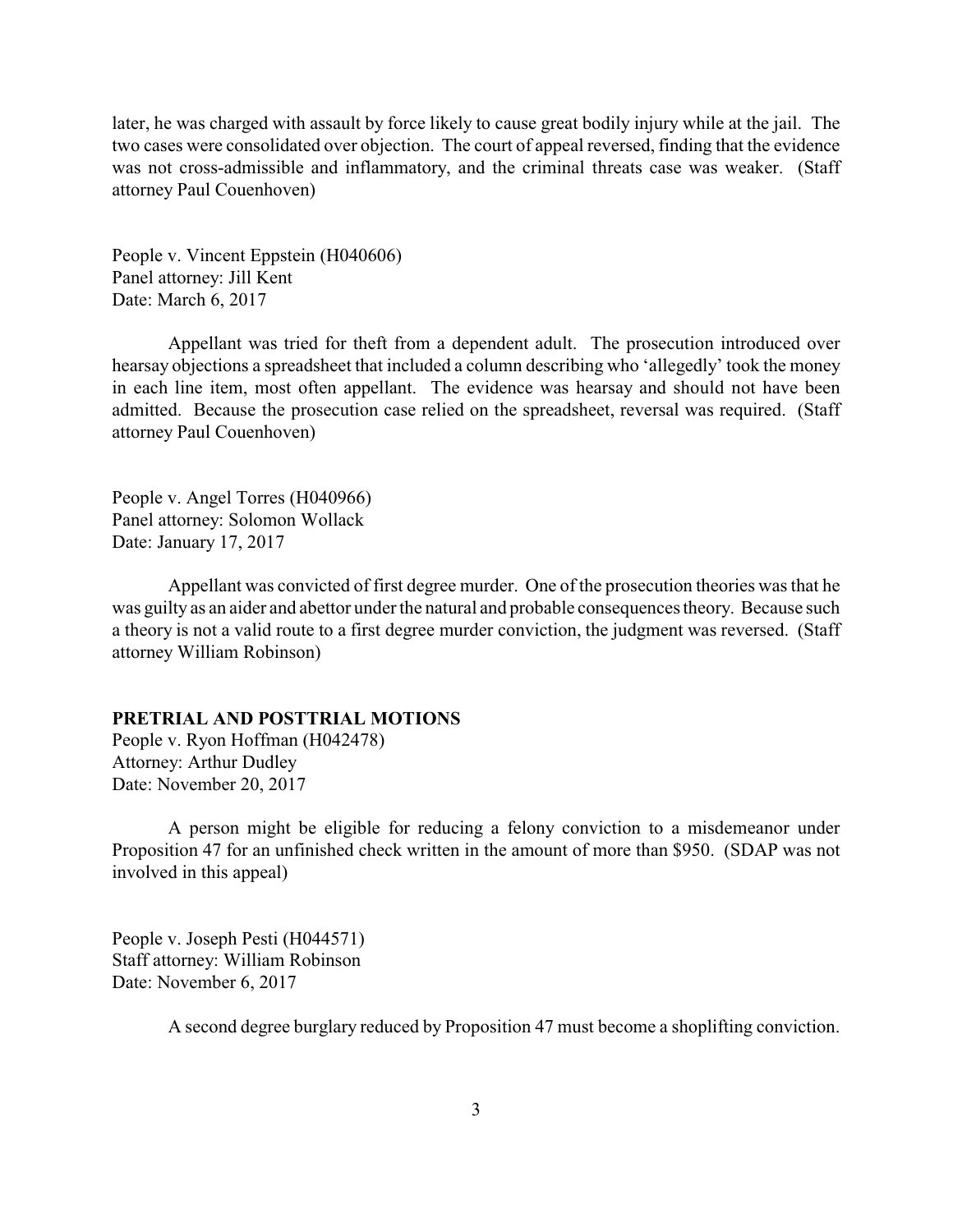later, he was charged with assault by force likely to cause great bodily injury while at the jail. The two cases were consolidated over objection. The court of appeal reversed, finding that the evidence was not cross-admissible and inflammatory, and the criminal threats case was weaker. (Staff attorney Paul Couenhoven)

People v. Vincent Eppstein (H040606)
Panel attorney: Jill Kent
Date: March 6, 2017

Appellant was tried for theft from a dependent adult. The prosecution introduced over hearsay objections a spreadsheet that included a column describing who 'allegedly' took the money in each line item, most often appellant. The evidence was hearsay and should not have been admitted. Because the prosecution case relied on the spreadsheet, reversal was required. (Staff attorney Paul Couenhoven)

People v. Angel Torres (H040966)
Panel attorney: Solomon Wollack
Date: January 17, 2017

Appellant was convicted of first degree murder. One of the prosecution theories was that he was guilty as an aider and abettor under the natural and probable consequences theory. Because such a theory is not a valid route to a first degree murder conviction, the judgment was reversed. (Staff attorney William Robinson)

**PRETRIAL AND POSTTRIAL MOTIONS**

People v. Ryon Hoffman (H042478)
Attorney: Arthur Dudley
Date: November 20, 2017

A person might be eligible for reducing a felony conviction to a misdemeanor under Proposition 47 for an unfinished check written in the amount of more than $950. (SDAP was not involved in this appeal)

People v. Joseph Pesti (H044571)
Staff attorney: William Robinson
Date: November 6, 2017

A second degree burglary reduced by Proposition 47 must become a shoplifting conviction.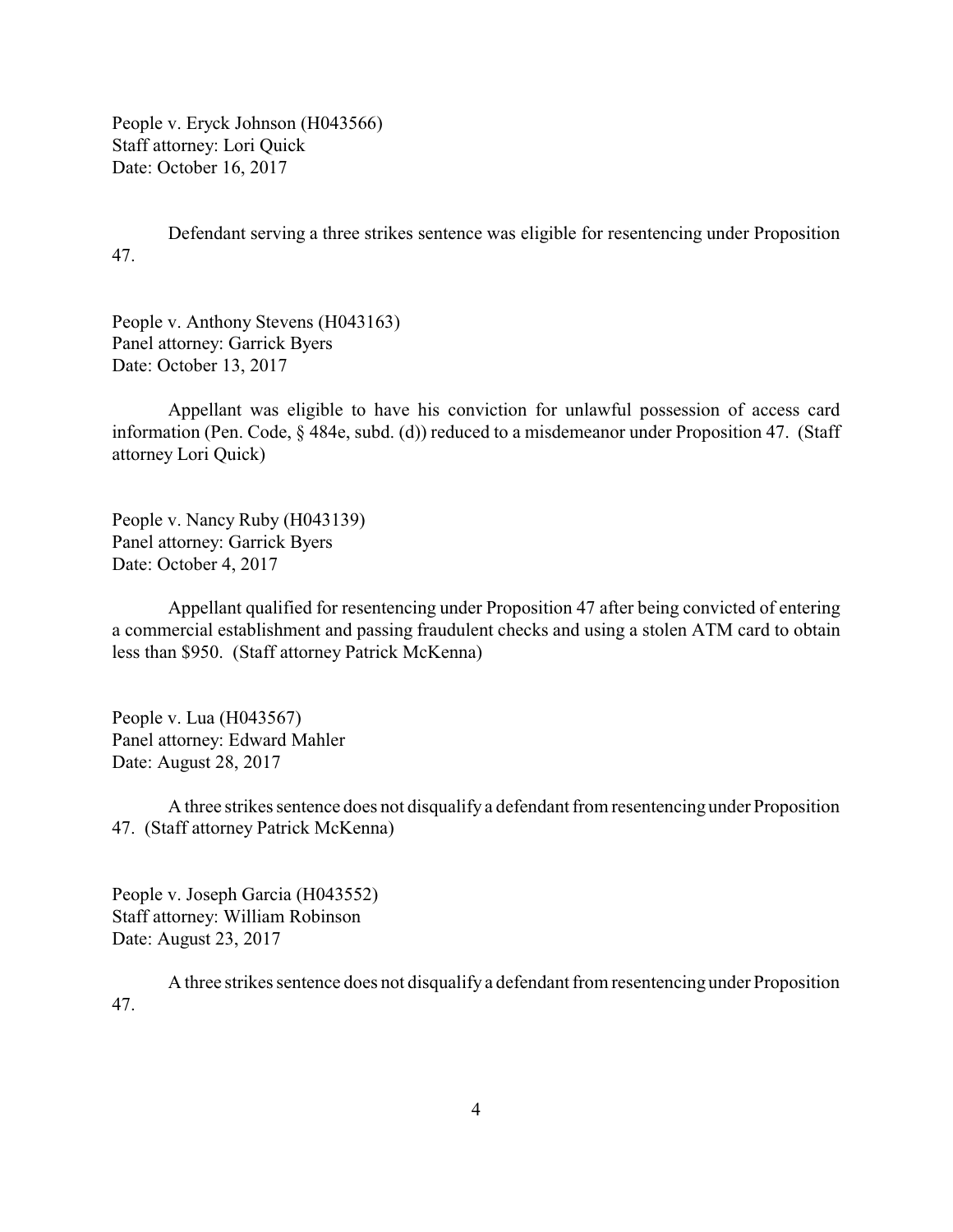People v. Eryck Johnson (H043566)
Staff attorney: Lori Quick
Date: October 16, 2017

Defendant serving a three strikes sentence was eligible for resentencing under Proposition 47.

People v. Anthony Stevens (H043163)
Panel attorney: Garrick Byers
Date: October 13, 2017

Appellant was eligible to have his conviction for unlawful possession of access card information (Pen. Code, § 484e, subd. (d)) reduced to a misdemeanor under Proposition 47. (Staff attorney Lori Quick)

People v. Nancy Ruby (H043139)
Panel attorney: Garrick Byers
Date: October 4, 2017

Appellant qualified for resentencing under Proposition 47 after being convicted of entering a commercial establishment and passing fraudulent checks and using a stolen ATM card to obtain less than $950. (Staff attorney Patrick McKenna)

People v. Lua (H043567)
Panel attorney: Edward Mahler
Date: August 28, 2017

A three strikes sentence does not disqualify a defendant from resentencing under Proposition 47. (Staff attorney Patrick McKenna)

People v. Joseph Garcia (H043552)
Staff attorney: William Robinson
Date: August 23, 2017

A three strikes sentence does not disqualify a defendant from resentencing under Proposition 47.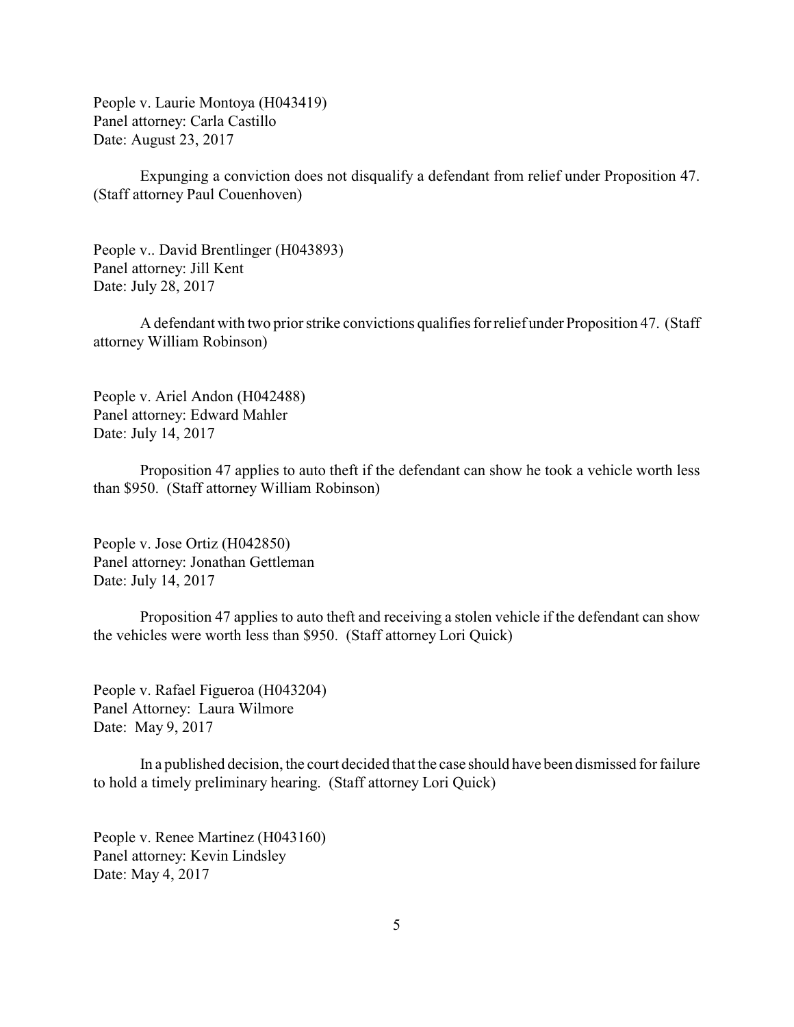People v. Laurie Montoya (H043419)
Panel attorney: Carla Castillo
Date: August 23, 2017

Expunging a conviction does not disqualify a defendant from relief under Proposition 47. (Staff attorney Paul Couenhoven)

People v.. David Brentlinger (H043893)
Panel attorney: Jill Kent
Date: July 28, 2017

A defendant with two prior strike convictions qualifies for relief under Proposition 47. (Staff attorney William Robinson)

People v. Ariel Andon (H042488)
Panel attorney: Edward Mahler
Date: July 14, 2017

Proposition 47 applies to auto theft if the defendant can show he took a vehicle worth less than $950. (Staff attorney William Robinson)

People v. Jose Ortiz (H042850)
Panel attorney: Jonathan Gettleman
Date: July 14, 2017

Proposition 47 applies to auto theft and receiving a stolen vehicle if the defendant can show the vehicles were worth less than $950. (Staff attorney Lori Quick)

People v. Rafael Figueroa (H043204)
Panel Attorney: Laura Wilmore
Date: May 9, 2017

In a published decision, the court decided that the case should have been dismissed for failure to hold a timely preliminary hearing. (Staff attorney Lori Quick)

People v. Renee Martinez (H043160)
Panel attorney: Kevin Lindsley
Date: May 4, 2017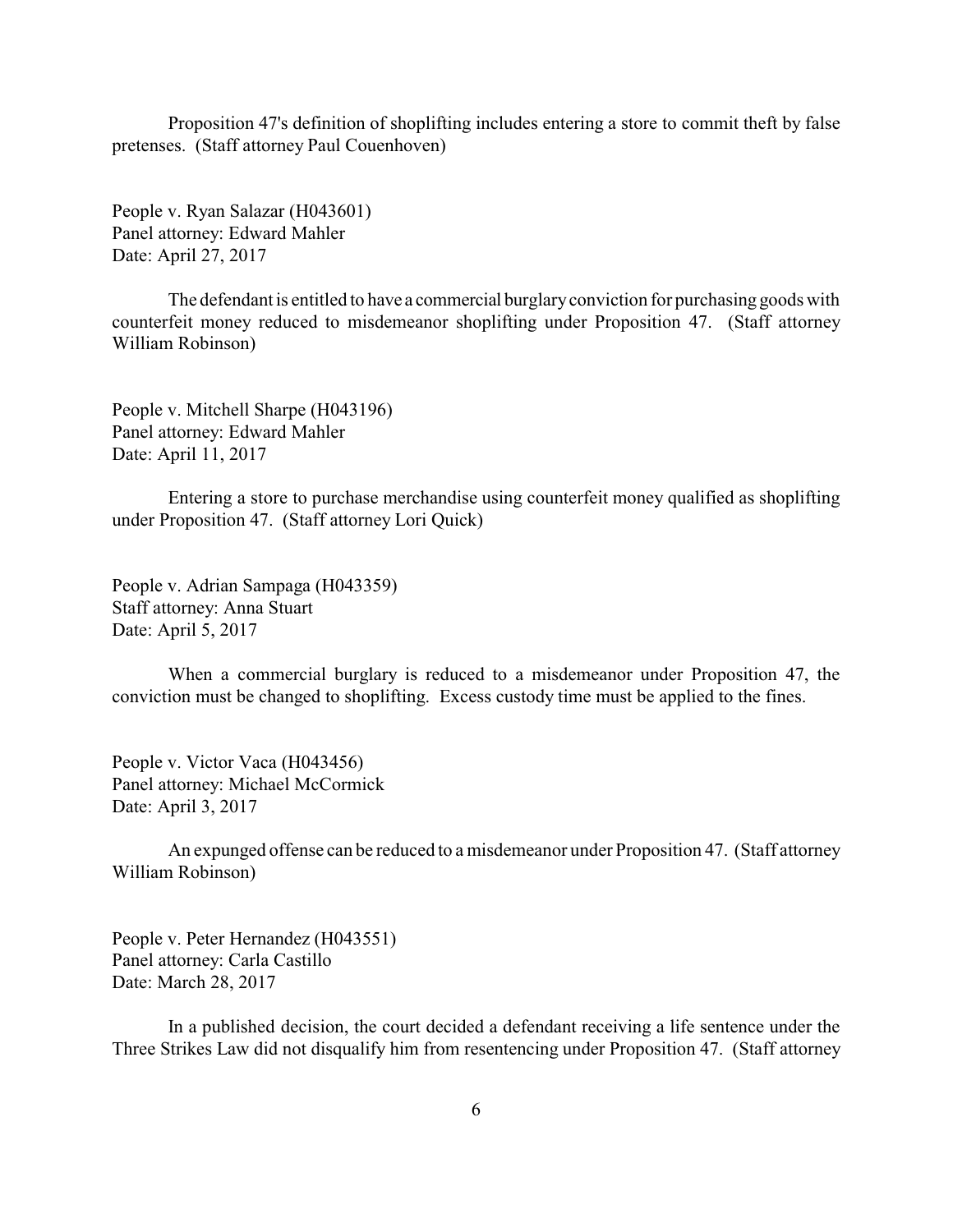Proposition 47's definition of shoplifting includes entering a store to commit theft by false pretenses. (Staff attorney Paul Couenhoven)

People v. Ryan Salazar (H043601)
Panel attorney: Edward Mahler
Date: April 27, 2017

The defendant is entitled to have a commercial burglary conviction for purchasing goods with counterfeit money reduced to misdemeanor shoplifting under Proposition 47. (Staff attorney William Robinson)

People v. Mitchell Sharpe (H043196)
Panel attorney: Edward Mahler
Date: April 11, 2017

Entering a store to purchase merchandise using counterfeit money qualified as shoplifting under Proposition 47. (Staff attorney Lori Quick)

People v. Adrian Sampaga (H043359)
Staff attorney: Anna Stuart
Date: April 5, 2017

When a commercial burglary is reduced to a misdemeanor under Proposition 47, the conviction must be changed to shoplifting. Excess custody time must be applied to the fines.

People v. Victor Vaca (H043456)
Panel attorney: Michael McCormick
Date: April 3, 2017

An expunged offense can be reduced to a misdemeanor under Proposition 47. (Staff attorney William Robinson)

People v. Peter Hernandez (H043551)
Panel attorney: Carla Castillo
Date: March 28, 2017

In a published decision, the court decided a defendant receiving a life sentence under the Three Strikes Law did not disqualify him from resentencing under Proposition 47. (Staff attorney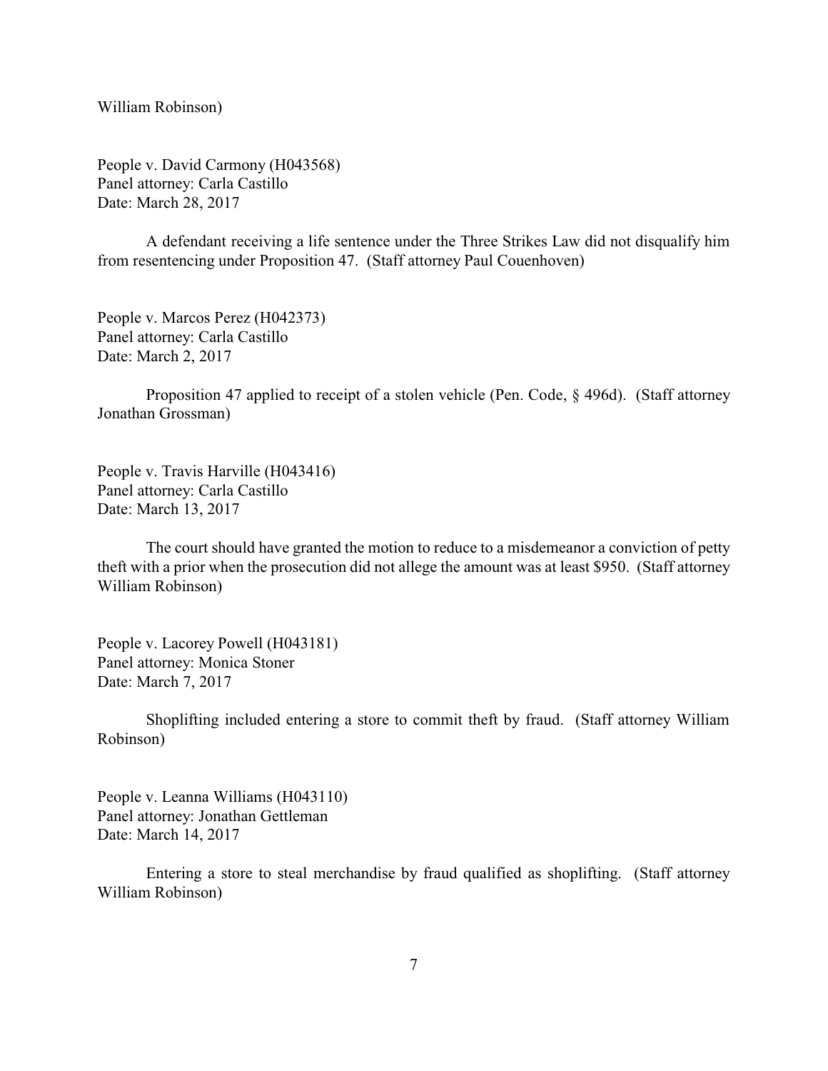William Robinson)

People v. David Carmony (H043568)
Panel attorney: Carla Castillo
Date: March 28, 2017

A defendant receiving a life sentence under the Three Strikes Law did not disqualify him from resentencing under Proposition 47. (Staff attorney Paul Couenhoven)

People v. Marcos Perez (H042373)
Panel attorney: Carla Castillo
Date: March 2, 2017

Proposition 47 applied to receipt of a stolen vehicle (Pen. Code, § 496d). (Staff attorney Jonathan Grossman)

People v. Travis Harville (H043416)
Panel attorney: Carla Castillo
Date: March 13, 2017

The court should have granted the motion to reduce to a misdemeanor a conviction of petty theft with a prior when the prosecution did not allege the amount was at least $950. (Staff attorney William Robinson)

People v. Lacorey Powell (H043181)
Panel attorney: Monica Stoner
Date: March 7, 2017

Shoplifting included entering a store to commit theft by fraud. (Staff attorney William Robinson)

People v. Leanna Williams (H043110)
Panel attorney: Jonathan Gettleman
Date: March 14, 2017

Entering a store to steal merchandise by fraud qualified as shoplifting. (Staff attorney William Robinson)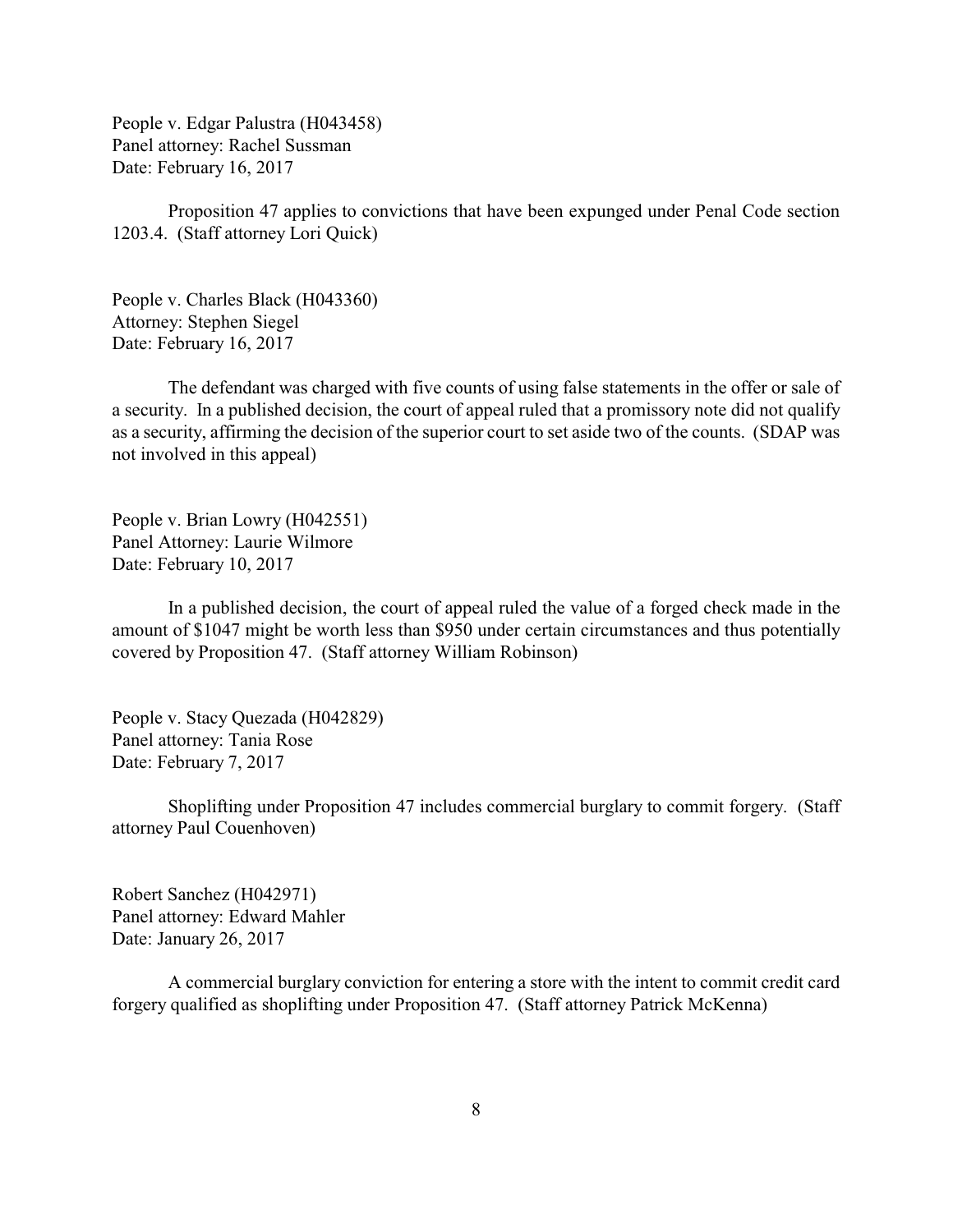People v. Edgar Palustra (H043458)
Panel attorney: Rachel Sussman
Date: February 16, 2017

Proposition 47 applies to convictions that have been expunged under Penal Code section 1203.4. (Staff attorney Lori Quick)

People v. Charles Black (H043360)
Attorney: Stephen Siegel
Date: February 16, 2017

The defendant was charged with five counts of using false statements in the offer or sale of a security. In a published decision, the court of appeal ruled that a promissory note did not qualify as a security, affirming the decision of the superior court to set aside two of the counts. (SDAP was not involved in this appeal)

People v. Brian Lowry (H042551)
Panel Attorney: Laurie Wilmore
Date: February 10, 2017

In a published decision, the court of appeal ruled the value of a forged check made in the amount of $1047 might be worth less than $950 under certain circumstances and thus potentially covered by Proposition 47. (Staff attorney William Robinson)

People v. Stacy Quezada (H042829)
Panel attorney: Tania Rose
Date: February 7, 2017

Shoplifting under Proposition 47 includes commercial burglary to commit forgery. (Staff attorney Paul Couenhoven)

Robert Sanchez (H042971)
Panel attorney: Edward Mahler
Date: January 26, 2017

A commercial burglary conviction for entering a store with the intent to commit credit card forgery qualified as shoplifting under Proposition 47. (Staff attorney Patrick McKenna)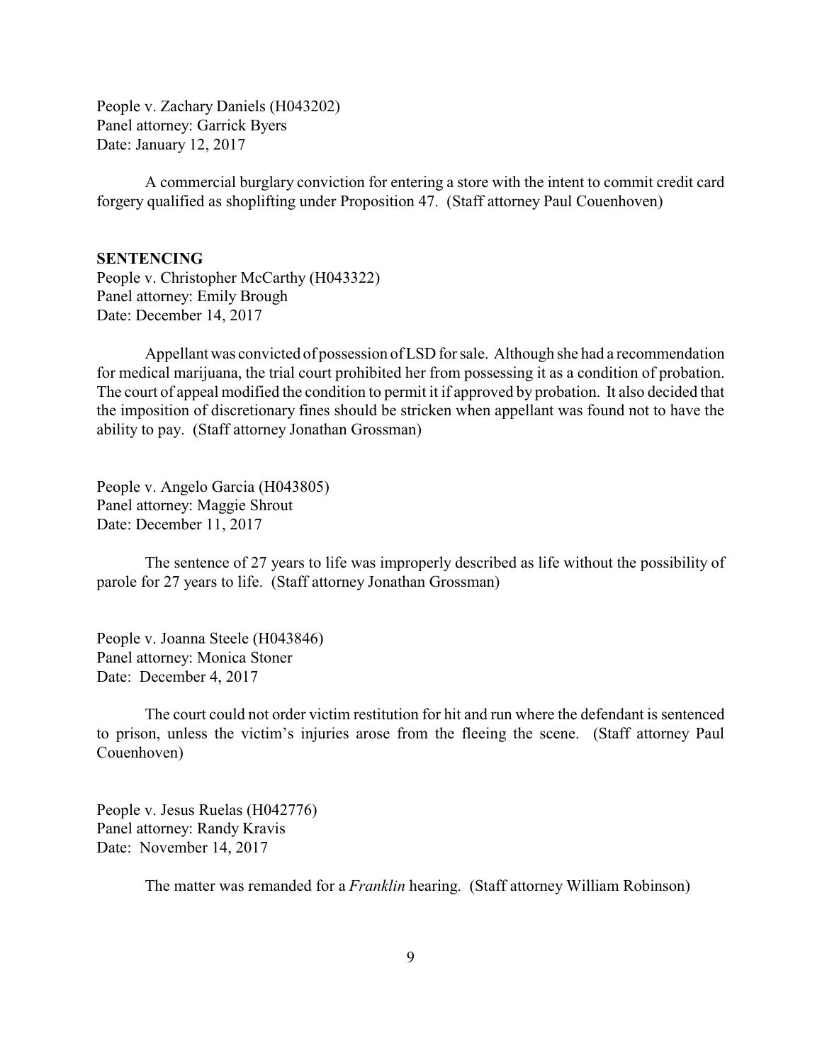People v. Zachary Daniels (H043202)
Panel attorney: Garrick Byers
Date: January 12, 2017

A commercial burglary conviction for entering a store with the intent to commit credit card forgery qualified as shoplifting under Proposition 47. (Staff attorney Paul Couenhoven)

**SENTENCING**

People v. Christopher McCarthy (H043322)
Panel attorney: Emily Brough
Date: December 14, 2017

Appellant was convicted of possession of LSD for sale. Although she had a recommendation for medical marijuana, the trial court prohibited her from possessing it as a condition of probation. The court of appeal modified the condition to permit it if approved by probation. It also decided that the imposition of discretionary fines should be stricken when appellant was found not to have the ability to pay. (Staff attorney Jonathan Grossman)

People v. Angelo Garcia (H043805)
Panel attorney: Maggie Shrout
Date: December 11, 2017

The sentence of 27 years to life was improperly described as life without the possibility of parole for 27 years to life. (Staff attorney Jonathan Grossman)

People v. Joanna Steele (H043846)
Panel attorney: Monica Stoner
Date: December 4, 2017

The court could not order victim restitution for hit and run where the defendant is sentenced to prison, unless the victim's injuries arose from the fleeing the scene. (Staff attorney Paul Couenhoven)

People v. Jesus Ruelas (H042776)
Panel attorney: Randy Kravis
Date: November 14, 2017

The matter was remanded for a *Franklin* hearing. (Staff attorney William Robinson)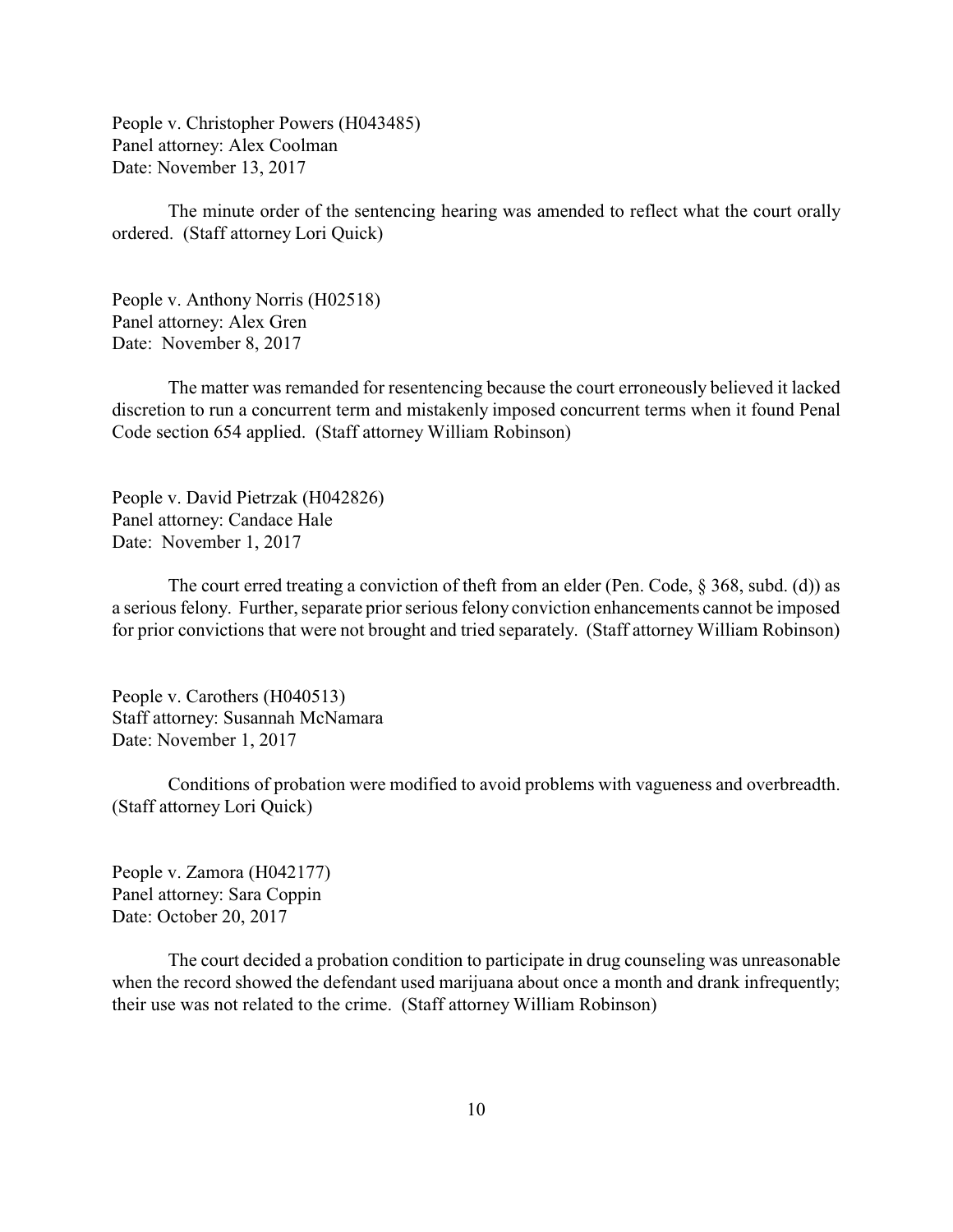People v. Christopher Powers (H043485)
Panel attorney: Alex Coolman
Date: November 13, 2017

The minute order of the sentencing hearing was amended to reflect what the court orally ordered. (Staff attorney Lori Quick)

People v. Anthony Norris (H02518)
Panel attorney: Alex Gren
Date: November 8, 2017

The matter was remanded for resentencing because the court erroneously believed it lacked discretion to run a concurrent term and mistakenly imposed concurrent terms when it found Penal Code section 654 applied. (Staff attorney William Robinson)

People v. David Pietrzak (H042826)
Panel attorney: Candace Hale
Date: November 1, 2017

The court erred treating a conviction of theft from an elder (Pen. Code, § 368, subd. (d)) as a serious felony. Further, separate prior serious felony conviction enhancements cannot be imposed for prior convictions that were not brought and tried separately. (Staff attorney William Robinson)

People v. Carothers (H040513)
Staff attorney: Susannah McNamara
Date: November 1, 2017

Conditions of probation were modified to avoid problems with vagueness and overbreadth. (Staff attorney Lori Quick)

People v. Zamora (H042177)
Panel attorney: Sara Coppin
Date: October 20, 2017

The court decided a probation condition to participate in drug counseling was unreasonable when the record showed the defendant used marijuana about once a month and drank infrequently; their use was not related to the crime. (Staff attorney William Robinson)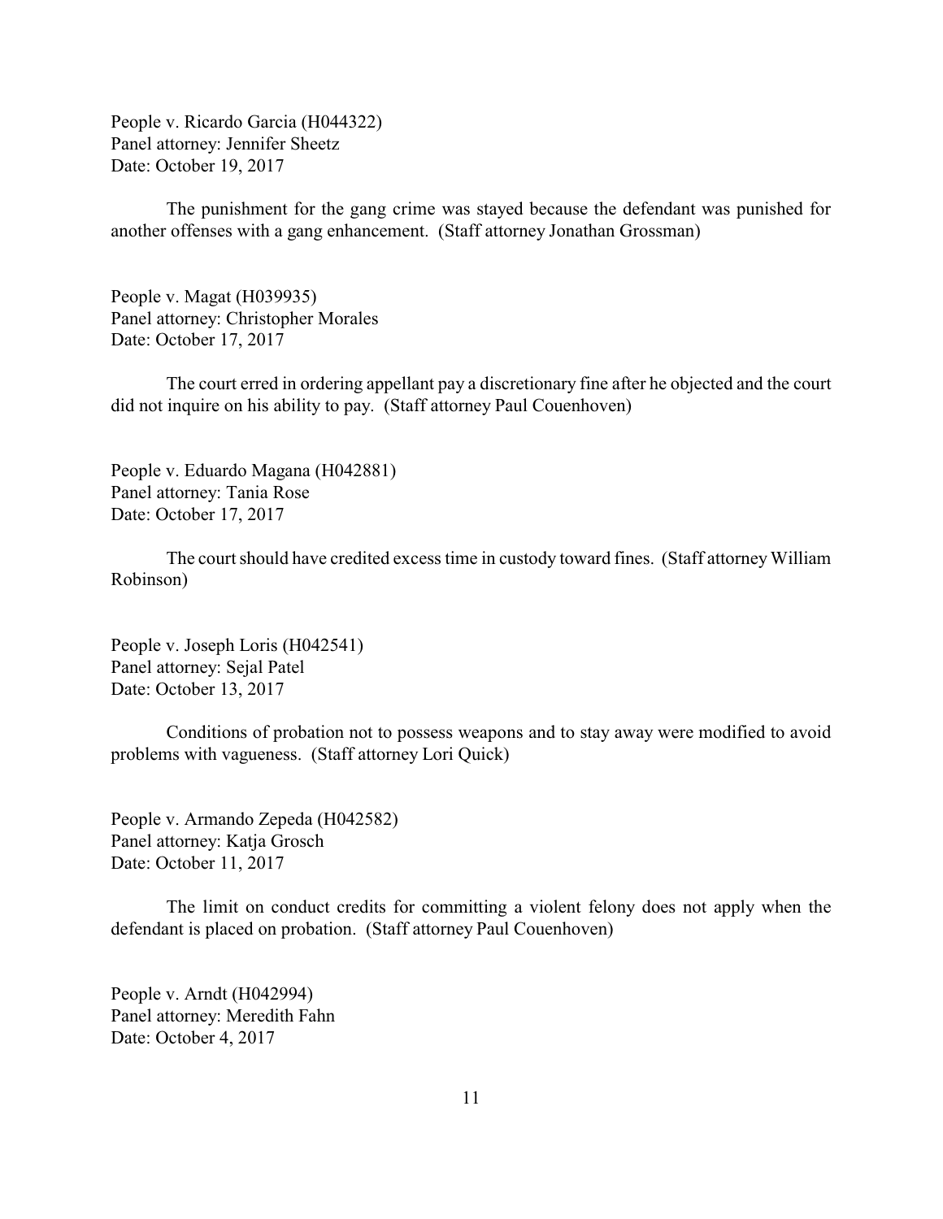People v. Ricardo Garcia (H044322)
Panel attorney: Jennifer Sheetz
Date: October 19, 2017

The punishment for the gang crime was stayed because the defendant was punished for another offenses with a gang enhancement. (Staff attorney Jonathan Grossman)

People v. Magat (H039935)
Panel attorney: Christopher Morales
Date: October 17, 2017

The court erred in ordering appellant pay a discretionary fine after he objected and the court did not inquire on his ability to pay. (Staff attorney Paul Couenhoven)

People v. Eduardo Magana (H042881)
Panel attorney: Tania Rose
Date: October 17, 2017

The court should have credited excess time in custody toward fines. (Staff attorney William Robinson)

People v. Joseph Loris (H042541)
Panel attorney: Sejal Patel
Date: October 13, 2017

Conditions of probation not to possess weapons and to stay away were modified to avoid problems with vagueness. (Staff attorney Lori Quick)

People v. Armando Zepeda (H042582)
Panel attorney: Katja Grosch
Date: October 11, 2017

The limit on conduct credits for committing a violent felony does not apply when the defendant is placed on probation. (Staff attorney Paul Couenhoven)

People v. Arndt (H042994)
Panel attorney: Meredith Fahn
Date: October 4, 2017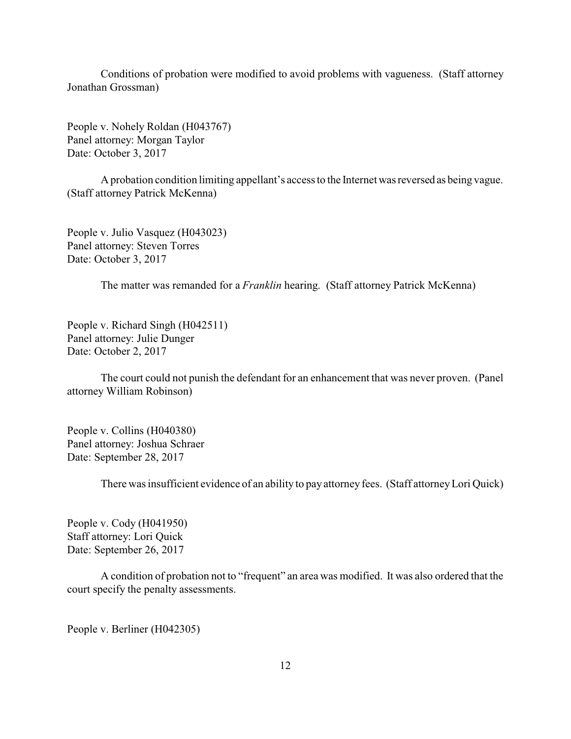Conditions of probation were modified to avoid problems with vagueness. (Staff attorney Jonathan Grossman)

People v. Nohely Roldan (H043767)
Panel attorney: Morgan Taylor
Date: October 3, 2017

A probation condition limiting appellant's access to the Internet was reversed as being vague. (Staff attorney Patrick McKenna)

People v. Julio Vasquez (H043023)
Panel attorney: Steven Torres
Date: October 3, 2017

The matter was remanded for a *Franklin* hearing. (Staff attorney Patrick McKenna)

People v. Richard Singh (H042511)
Panel attorney: Julie Dunger
Date: October 2, 2017

The court could not punish the defendant for an enhancement that was never proven. (Panel attorney William Robinson)

People v. Collins (H040380)
Panel attorney: Joshua Schraer
Date: September 28, 2017

There was insufficient evidence of an ability to pay attorney fees. (Staff attorney Lori Quick)

People v. Cody (H041950)
Staff attorney: Lori Quick
Date: September 26, 2017

A condition of probation not to "frequent" an area was modified. It was also ordered that the court specify the penalty assessments.

People v. Berliner (H042305)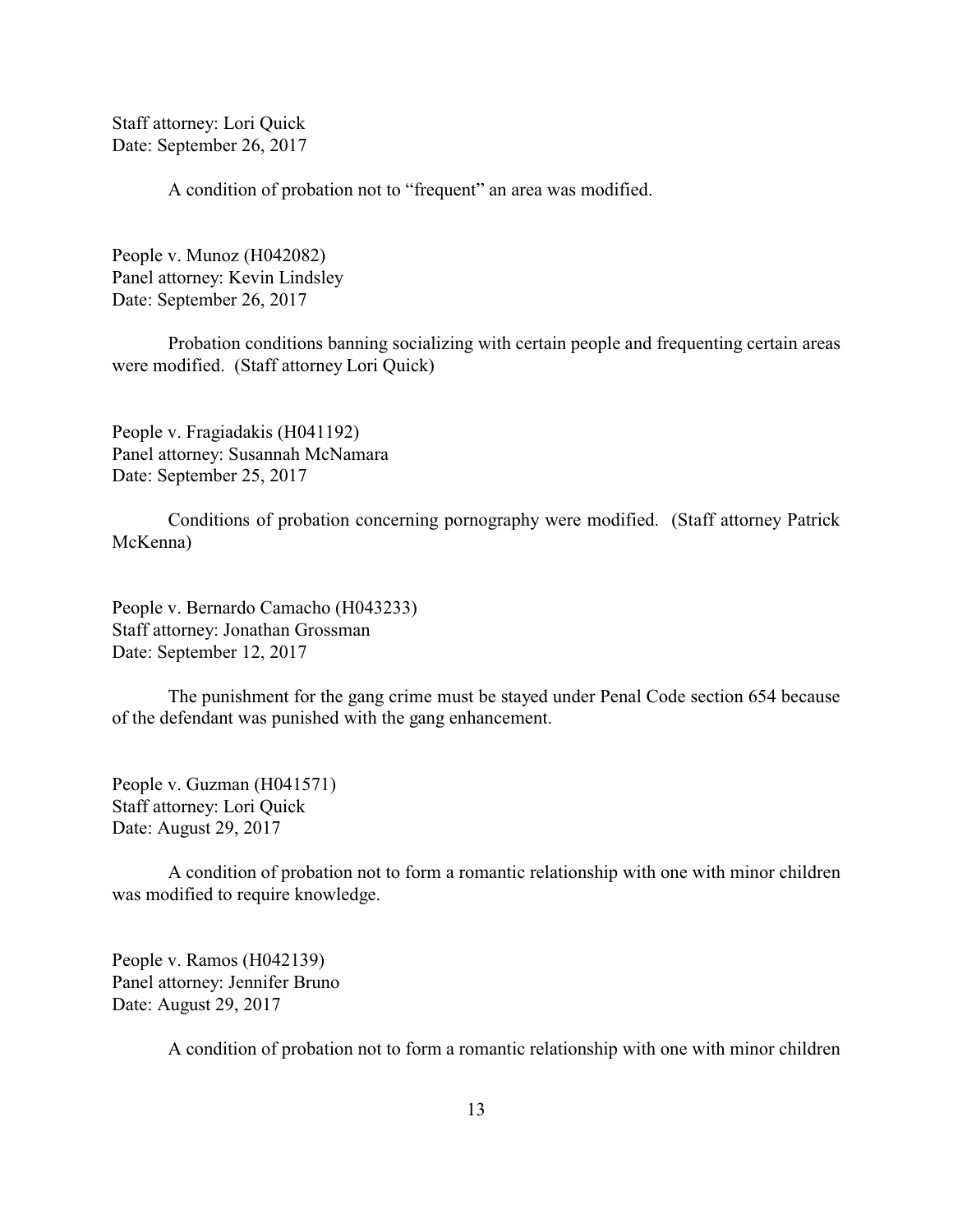Staff attorney: Lori Quick
Date: September 26, 2017

A condition of probation not to "frequent" an area was modified.

People v. Munoz (H042082)
Panel attorney: Kevin Lindsley
Date: September 26, 2017

Probation conditions banning socializing with certain people and frequenting certain areas were modified. (Staff attorney Lori Quick)

People v. Fragiadakis (H041192)
Panel attorney: Susannah McNamara
Date: September 25, 2017

Conditions of probation concerning pornography were modified. (Staff attorney Patrick McKenna)

People v. Bernardo Camacho (H043233)
Staff attorney: Jonathan Grossman
Date: September 12, 2017

The punishment for the gang crime must be stayed under Penal Code section 654 because of the defendant was punished with the gang enhancement.

People v. Guzman (H041571)
Staff attorney: Lori Quick
Date: August 29, 2017

A condition of probation not to form a romantic relationship with one with minor children was modified to require knowledge.

People v. Ramos (H042139)
Panel attorney: Jennifer Bruno
Date: August 29, 2017

A condition of probation not to form a romantic relationship with one with minor children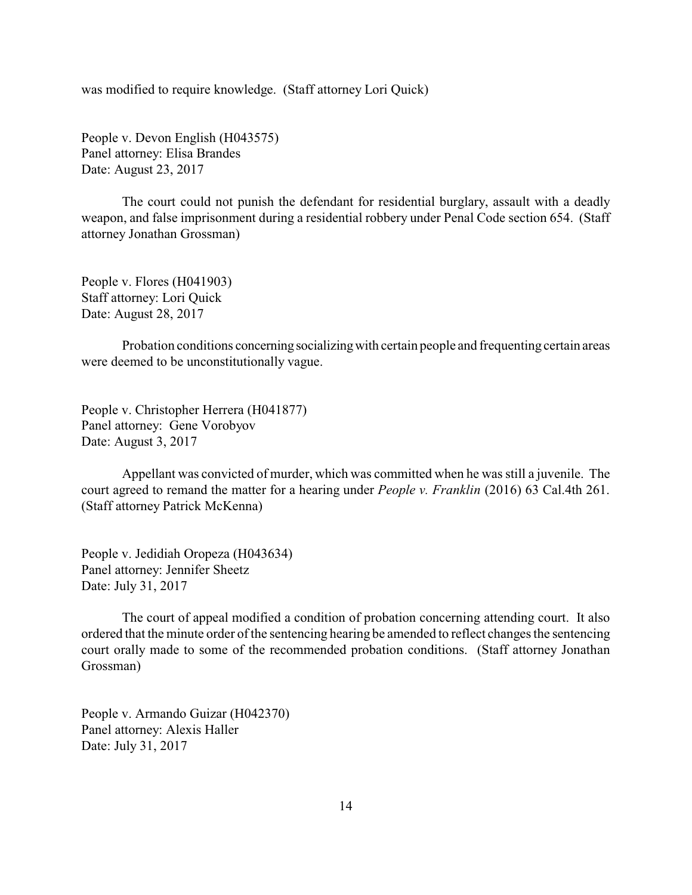was modified to require knowledge. (Staff attorney Lori Quick)

People v. Devon English (H043575)
Panel attorney: Elisa Brandes
Date: August 23, 2017

The court could not punish the defendant for residential burglary, assault with a deadly weapon, and false imprisonment during a residential robbery under Penal Code section 654. (Staff attorney Jonathan Grossman)

People v. Flores (H041903)
Staff attorney: Lori Quick
Date: August 28, 2017

Probation conditions concerning socializing with certain people and frequenting certain areas were deemed to be unconstitutionally vague.

People v. Christopher Herrera (H041877)
Panel attorney: Gene Vorobyov
Date: August 3, 2017

Appellant was convicted of murder, which was committed when he was still a juvenile. The court agreed to remand the matter for a hearing under *People v. Franklin* (2016) 63 Cal.4th 261. (Staff attorney Patrick McKenna)

People v. Jedidiah Oropeza (H043634)
Panel attorney: Jennifer Sheetz
Date: July 31, 2017

The court of appeal modified a condition of probation concerning attending court. It also ordered that the minute order of the sentencing hearing be amended to reflect changes the sentencing court orally made to some of the recommended probation conditions. (Staff attorney Jonathan Grossman)

People v. Armando Guizar (H042370)
Panel attorney: Alexis Haller
Date: July 31, 2017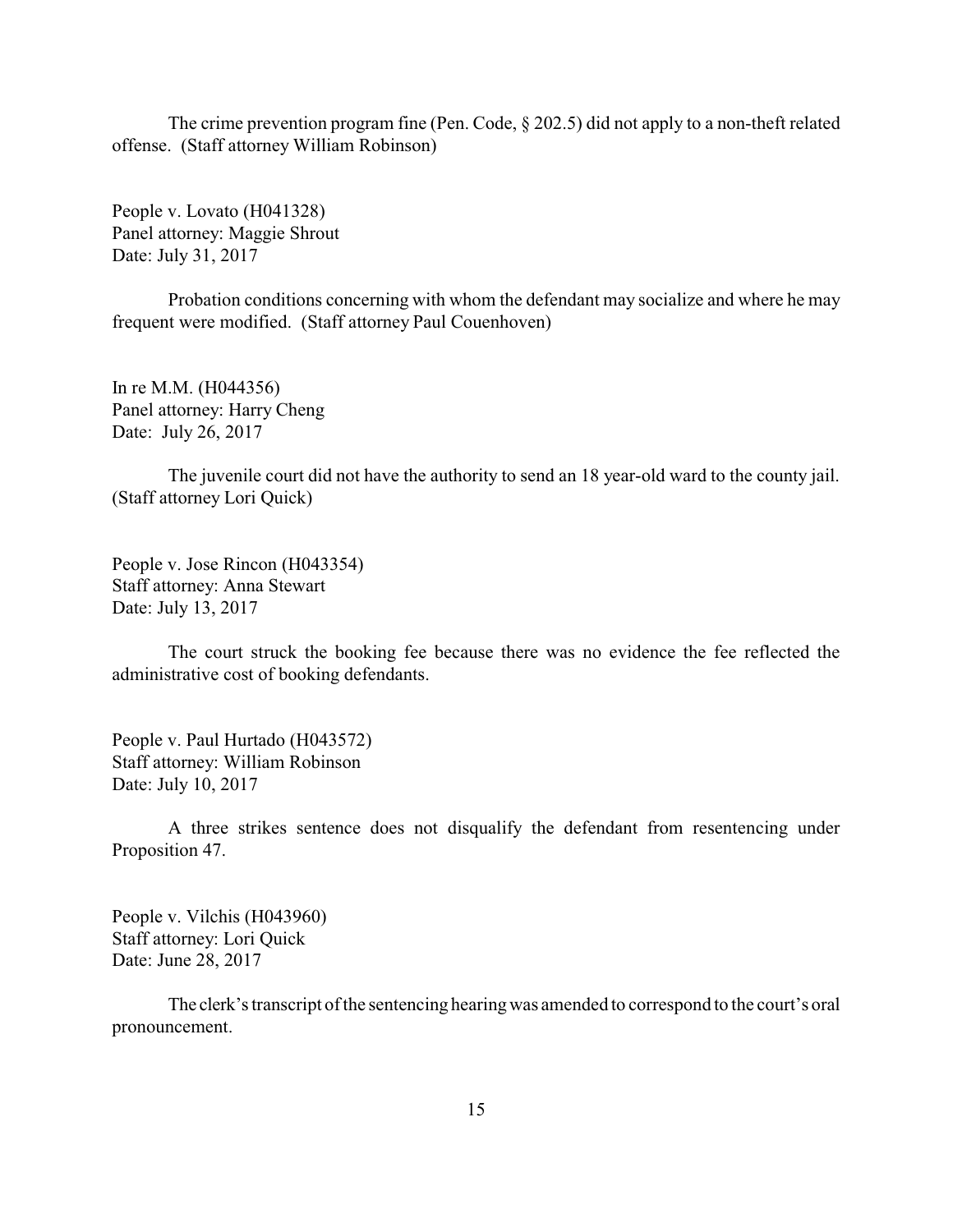The crime prevention program fine (Pen. Code, § 202.5) did not apply to a non-theft related offense. (Staff attorney William Robinson)

People v. Lovato (H041328)
Panel attorney: Maggie Shrout
Date: July 31, 2017

Probation conditions concerning with whom the defendant may socialize and where he may frequent were modified. (Staff attorney Paul Couenhoven)

In re M.M. (H044356)
Panel attorney: Harry Cheng
Date: July 26, 2017

The juvenile court did not have the authority to send an 18 year-old ward to the county jail. (Staff attorney Lori Quick)

People v. Jose Rincon (H043354)
Staff attorney: Anna Stewart
Date: July 13, 2017

The court struck the booking fee because there was no evidence the fee reflected the administrative cost of booking defendants.

People v. Paul Hurtado (H043572)
Staff attorney: William Robinson
Date: July 10, 2017

A three strikes sentence does not disqualify the defendant from resentencing under Proposition 47.

People v. Vilchis (H043960)
Staff attorney: Lori Quick
Date: June 28, 2017

The clerk's transcript of the sentencing hearing was amended to correspond to the court's oral pronouncement.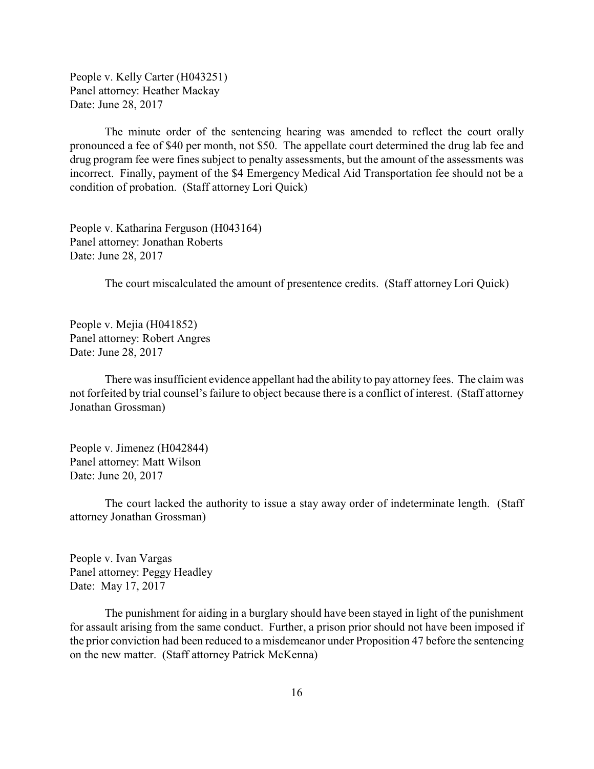People v. Kelly Carter (H043251)
Panel attorney: Heather Mackay
Date: June 28, 2017

The minute order of the sentencing hearing was amended to reflect the court orally pronounced a fee of $40 per month, not $50. The appellate court determined the drug lab fee and drug program fee were fines subject to penalty assessments, but the amount of the assessments was incorrect. Finally, payment of the $4 Emergency Medical Aid Transportation fee should not be a condition of probation. (Staff attorney Lori Quick)

People v. Katharina Ferguson (H043164)
Panel attorney: Jonathan Roberts
Date: June 28, 2017

The court miscalculated the amount of presentence credits. (Staff attorney Lori Quick)

People v. Mejia (H041852)
Panel attorney: Robert Angres
Date: June 28, 2017

There was insufficient evidence appellant had the ability to pay attorney fees. The claim was not forfeited by trial counsel's failure to object because there is a conflict of interest. (Staff attorney Jonathan Grossman)

People v. Jimenez (H042844)
Panel attorney: Matt Wilson
Date: June 20, 2017

The court lacked the authority to issue a stay away order of indeterminate length. (Staff attorney Jonathan Grossman)

People v. Ivan Vargas
Panel attorney: Peggy Headley
Date: May 17, 2017

The punishment for aiding in a burglary should have been stayed in light of the punishment for assault arising from the same conduct. Further, a prison prior should not have been imposed if the prior conviction had been reduced to a misdemeanor under Proposition 47 before the sentencing on the new matter. (Staff attorney Patrick McKenna)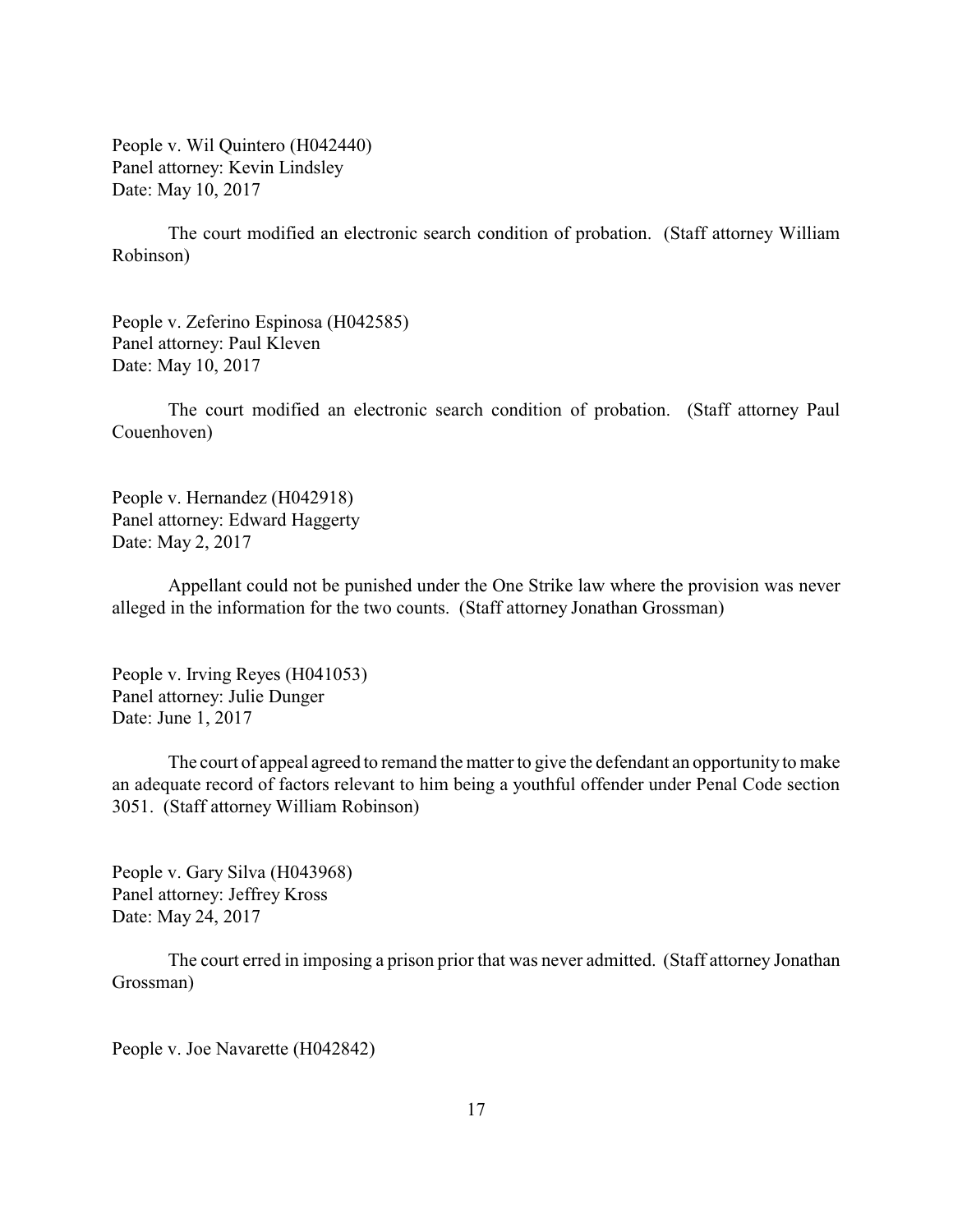People v. Wil Quintero (H042440)
Panel attorney: Kevin Lindsley
Date: May 10, 2017

The court modified an electronic search condition of probation. (Staff attorney William Robinson)

People v. Zeferino Espinosa (H042585)
Panel attorney: Paul Kleven
Date: May 10, 2017

The court modified an electronic search condition of probation. (Staff attorney Paul Couenhoven)

People v. Hernandez (H042918)
Panel attorney: Edward Haggerty
Date: May 2, 2017

Appellant could not be punished under the One Strike law where the provision was never alleged in the information for the two counts. (Staff attorney Jonathan Grossman)

People v. Irving Reyes (H041053)
Panel attorney: Julie Dunger
Date: June 1, 2017

The court of appeal agreed to remand the matter to give the defendant an opportunity to make an adequate record of factors relevant to him being a youthful offender under Penal Code section 3051. (Staff attorney William Robinson)

People v. Gary Silva (H043968)
Panel attorney: Jeffrey Kross
Date: May 24, 2017

The court erred in imposing a prison prior that was never admitted. (Staff attorney Jonathan Grossman)

People v. Joe Navarette (H042842)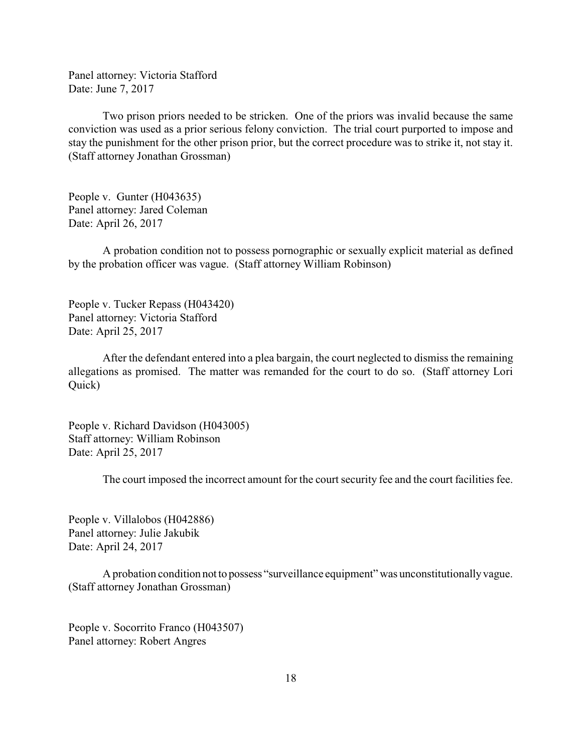Panel attorney: Victoria Stafford
Date: June 7, 2017

Two prison priors needed to be stricken. One of the priors was invalid because the same conviction was used as a prior serious felony conviction. The trial court purported to impose and stay the punishment for the other prison prior, but the correct procedure was to strike it, not stay it. (Staff attorney Jonathan Grossman)

People v. Gunter (H043635)
Panel attorney: Jared Coleman
Date: April 26, 2017

A probation condition not to possess pornographic or sexually explicit material as defined by the probation officer was vague. (Staff attorney William Robinson)

People v. Tucker Repass (H043420)
Panel attorney: Victoria Stafford
Date: April 25, 2017

After the defendant entered into a plea bargain, the court neglected to dismiss the remaining allegations as promised. The matter was remanded for the court to do so. (Staff attorney Lori Quick)

People v. Richard Davidson (H043005)
Staff attorney: William Robinson
Date: April 25, 2017

The court imposed the incorrect amount for the court security fee and the court facilities fee.

People v. Villalobos (H042886)
Panel attorney: Julie Jakubik
Date: April 24, 2017

A probation condition not to possess "surveillance equipment" was unconstitutionally vague. (Staff attorney Jonathan Grossman)

People v. Socorrito Franco (H043507)
Panel attorney: Robert Angres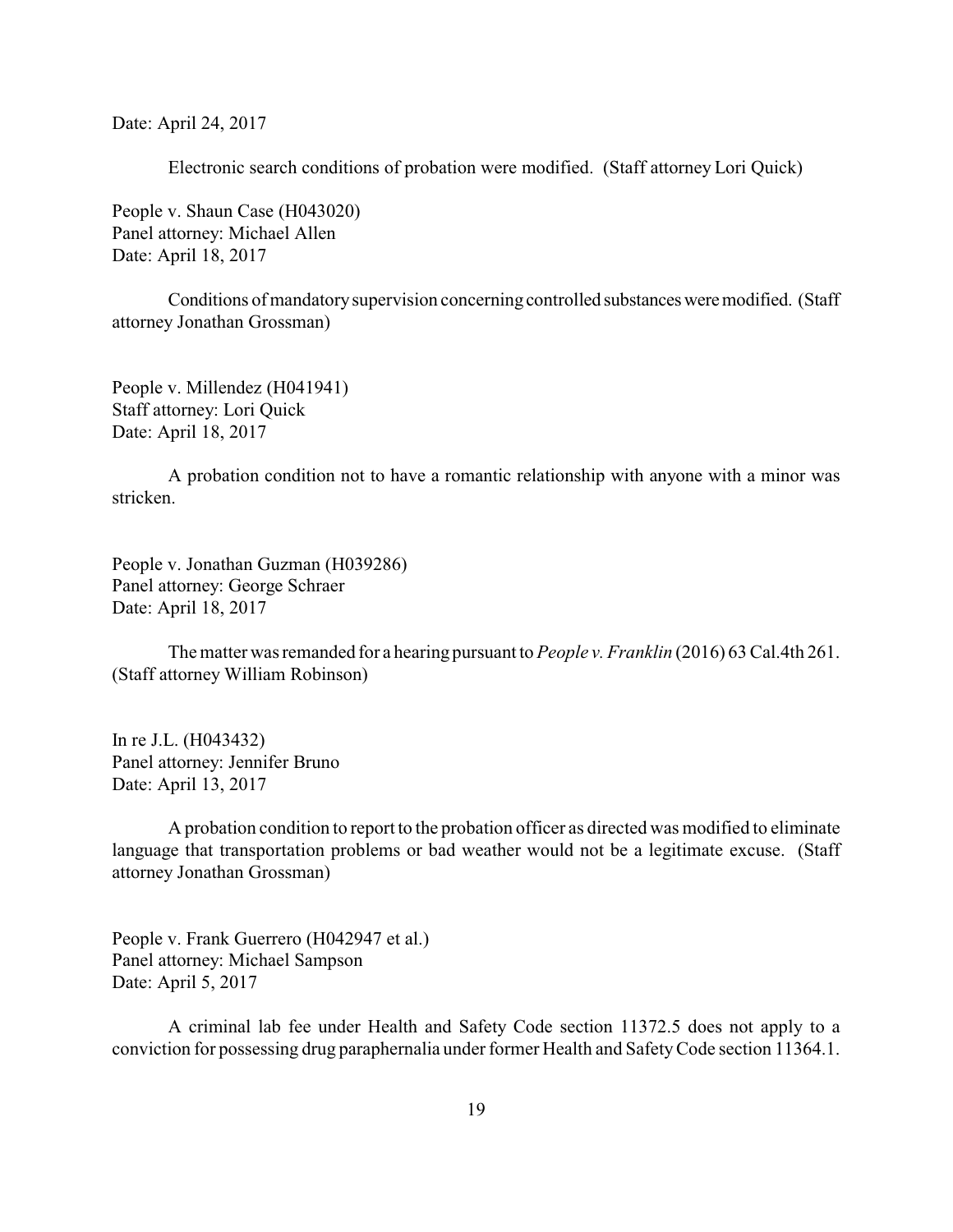Date: April 24, 2017

Electronic search conditions of probation were modified. (Staff attorney Lori Quick)

People v. Shaun Case (H043020)
Panel attorney: Michael Allen
Date: April 18, 2017

Conditions of mandatory supervision concerning controlled substances were modified. (Staff attorney Jonathan Grossman)

People v. Millendez (H041941)
Staff attorney: Lori Quick
Date: April 18, 2017

A probation condition not to have a romantic relationship with anyone with a minor was stricken.

People v. Jonathan Guzman (H039286)
Panel attorney: George Schraer
Date: April 18, 2017

The matter was remanded for a hearing pursuant to *People v. Franklin* (2016) 63 Cal.4th 261. (Staff attorney William Robinson)

In re J.L. (H043432)
Panel attorney: Jennifer Bruno
Date: April 13, 2017

A probation condition to report to the probation officer as directed was modified to eliminate language that transportation problems or bad weather would not be a legitimate excuse. (Staff attorney Jonathan Grossman)

People v. Frank Guerrero (H042947 et al.)
Panel attorney: Michael Sampson
Date: April 5, 2017

A criminal lab fee under Health and Safety Code section 11372.5 does not apply to a conviction for possessing drug paraphernalia under former Health and Safety Code section 11364.1.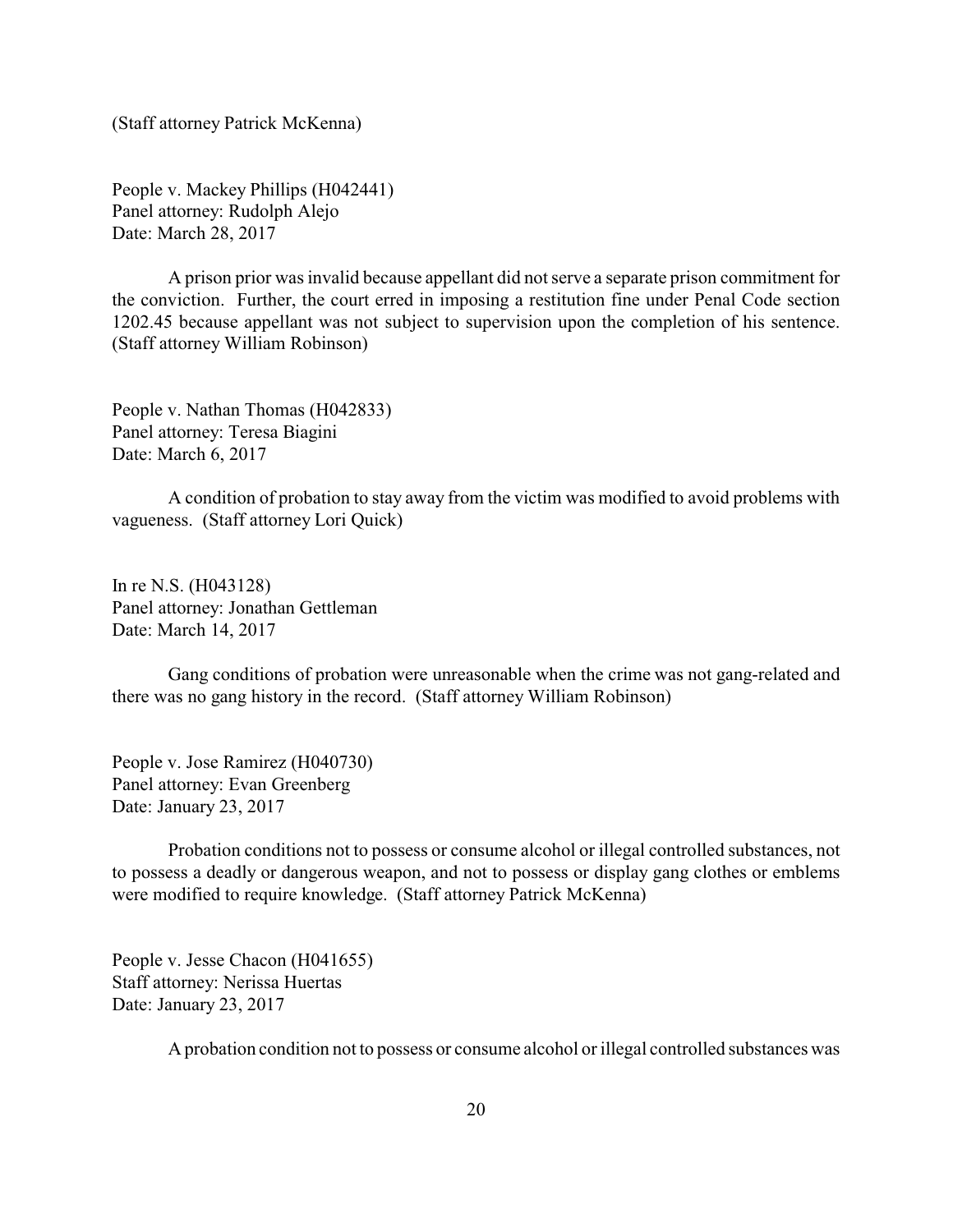(Staff attorney Patrick McKenna)

People v. Mackey Phillips (H042441)
Panel attorney: Rudolph Alejo
Date: March 28, 2017

A prison prior was invalid because appellant did not serve a separate prison commitment for the conviction. Further, the court erred in imposing a restitution fine under Penal Code section 1202.45 because appellant was not subject to supervision upon the completion of his sentence. (Staff attorney William Robinson)

People v. Nathan Thomas (H042833)
Panel attorney: Teresa Biagini
Date: March 6, 2017

A condition of probation to stay away from the victim was modified to avoid problems with vagueness. (Staff attorney Lori Quick)

In re N.S. (H043128)
Panel attorney: Jonathan Gettleman
Date: March 14, 2017

Gang conditions of probation were unreasonable when the crime was not gang-related and there was no gang history in the record. (Staff attorney William Robinson)

People v. Jose Ramirez (H040730)
Panel attorney: Evan Greenberg
Date: January 23, 2017

Probation conditions not to possess or consume alcohol or illegal controlled substances, not to possess a deadly or dangerous weapon, and not to possess or display gang clothes or emblems were modified to require knowledge. (Staff attorney Patrick McKenna)

People v. Jesse Chacon (H041655)
Staff attorney: Nerissa Huertas
Date: January 23, 2017

A probation condition not to possess or consume alcohol or illegal controlled substances was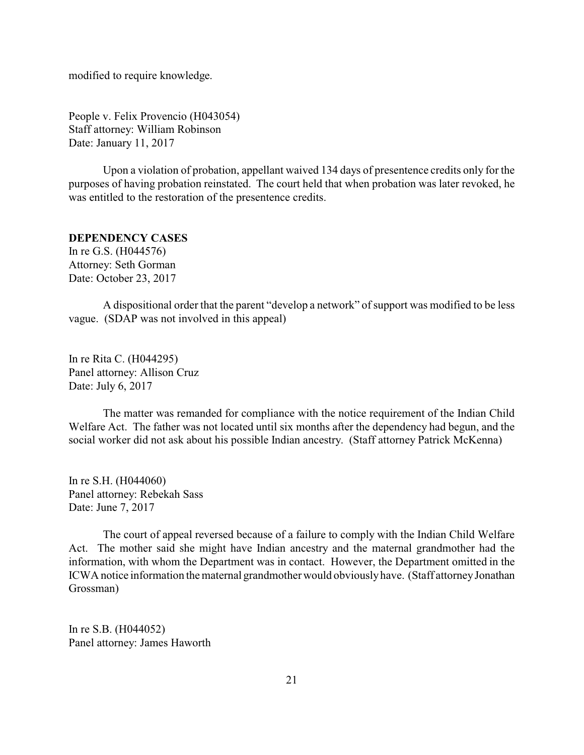modified to require knowledge.

People v. Felix Provencio (H043054)
Staff attorney: William Robinson
Date: January 11, 2017

Upon a violation of probation, appellant waived 134 days of presentence credits only for the purposes of having probation reinstated. The court held that when probation was later revoked, he was entitled to the restoration of the presentence credits.

**DEPENDENCY CASES**

In re G.S. (H044576)
Attorney: Seth Gorman
Date: October 23, 2017

A dispositional order that the parent "develop a network" of support was modified to be less vague. (SDAP was not involved in this appeal)

In re Rita C. (H044295)
Panel attorney: Allison Cruz
Date: July 6, 2017

The matter was remanded for compliance with the notice requirement of the Indian Child Welfare Act. The father was not located until six months after the dependency had begun, and the social worker did not ask about his possible Indian ancestry. (Staff attorney Patrick McKenna)

In re S.H. (H044060)
Panel attorney: Rebekah Sass
Date: June 7, 2017

The court of appeal reversed because of a failure to comply with the Indian Child Welfare Act. The mother said she might have Indian ancestry and the maternal grandmother had the information, with whom the Department was in contact. However, the Department omitted in the ICWA notice information the maternal grandmother would obviously have. (Staff attorney Jonathan Grossman)

In re S.B. (H044052)
Panel attorney: James Haworth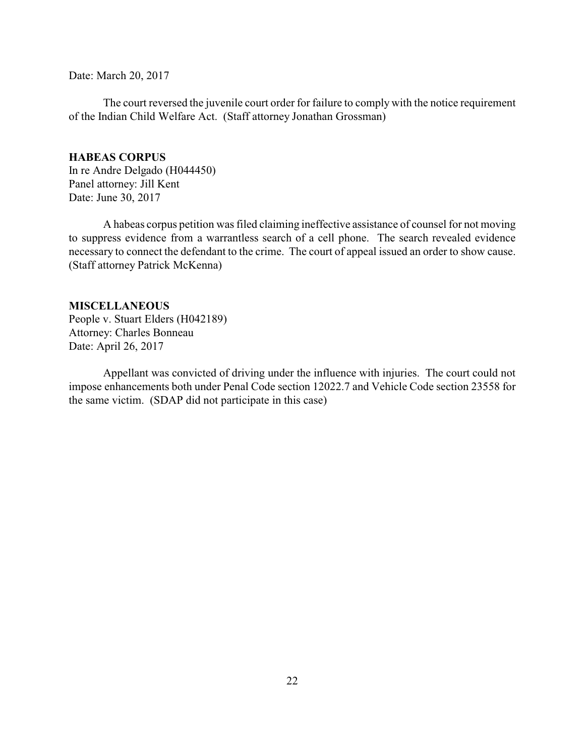Date: March 20, 2017

The court reversed the juvenile court order for failure to comply with the notice requirement of the Indian Child Welfare Act. (Staff attorney Jonathan Grossman)

**HABEAS CORPUS**

In re Andre Delgado (H044450)
Panel attorney: Jill Kent
Date: June 30, 2017

A habeas corpus petition was filed claiming ineffective assistance of counsel for not moving to suppress evidence from a warrantless search of a cell phone. The search revealed evidence necessary to connect the defendant to the crime. The court of appeal issued an order to show cause. (Staff attorney Patrick McKenna)

**MISCELLANEOUS**

People v. Stuart Elders (H042189)
Attorney: Charles Bonneau
Date: April 26, 2017

Appellant was convicted of driving under the influence with injuries. The court could not impose enhancements both under Penal Code section 12022.7 and Vehicle Code section 23558 for the same victim. (SDAP did not participate in this case)